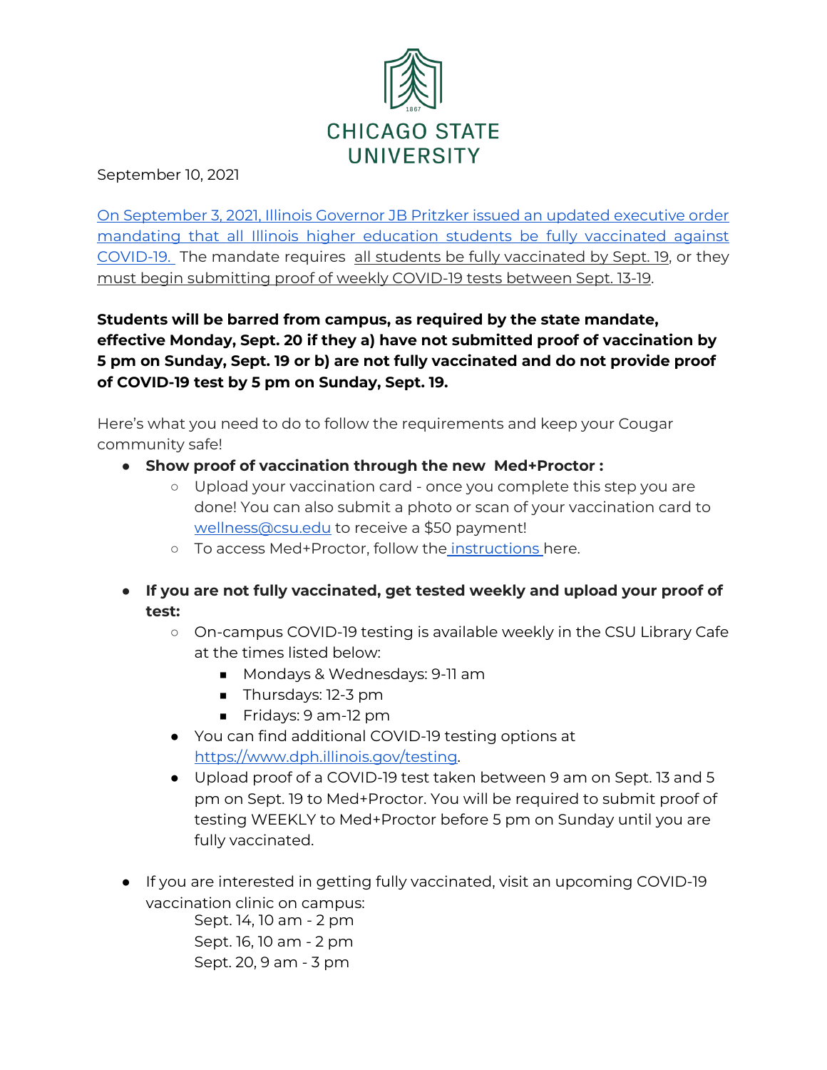CHICAGO STATE UNIVERSITY

September 10, 2021

On September 3, 2021, Illinois Governor JB Pritzker issued an updated executive order mandating that all Illinois higher education students be fully vaccinated against COVID-19. The mandate requires all students be fully vaccinated by Sept. 19, or they must begin submitting proof of weekly COVID-19 tests between Sept. 13-19.

**Students will be barred from campus, as required by the state mandate, effective Monday, Sept. 20 if they a) have not submitted proof of vaccination by 5 pm on Sunday, Sept. 19 or b) are not fully vaccinated and do not provide proof of COVID-19 test by 5 pm on Sunday, Sept. 19.**

Here's what you need to do to follow the requirements and keep your Cougar community safe!

- **Show proof of vaccination through the new Med+Proctor :**
  - Upload your vaccination card - once you complete this step you are done! You can also submit a photo or scan of your vaccination card to wellness@csu.edu to receive a $50 payment!
  - To access Med+Proctor, follow the instructions here.

- **If you are not fully vaccinated, get tested weekly and upload your proof of test:**
  - On-campus COVID-19 testing is available weekly in the CSU Library Cafe at the times listed below:
    - Mondays & Wednesdays: 9-11 am
    - Thursdays: 12-3 pm
    - Fridays: 9 am-12 pm
  - You can find additional COVID-19 testing options at https://www.dph.illinois.gov/testing.
  - Upload proof of a COVID-19 test taken between 9 am on Sept. 13 and 5 pm on Sept. 19 to Med+Proctor. You will be required to submit proof of testing WEEKLY to Med+Proctor before 5 pm on Sunday until you are fully vaccinated.

- If you are interested in getting fully vaccinated, visit an upcoming COVID-19 vaccination clinic on campus:
  Sept. 14, 10 am - 2 pm
  Sept. 16, 10 am - 2 pm
  Sept. 20, 9 am - 3 pm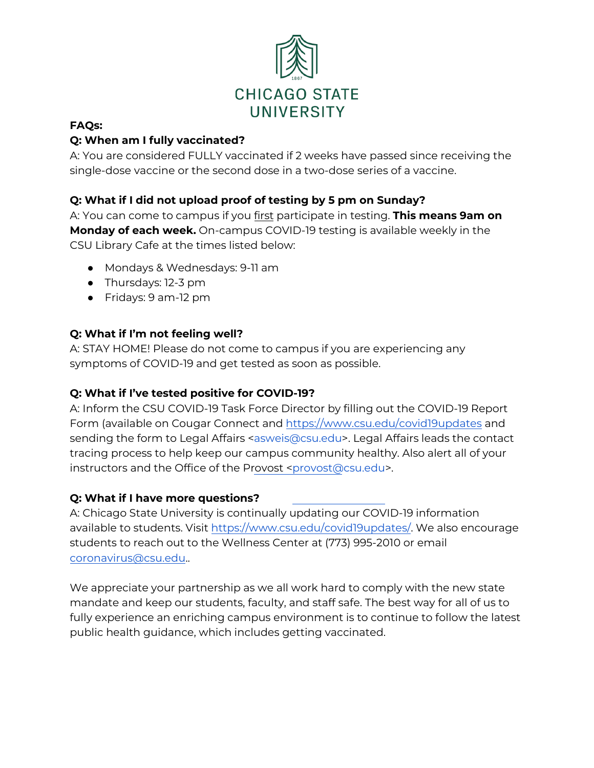CHICAGO STATE UNIVERSITY

**FAQs:**

**Q: When am I fully vaccinated?**

A: You are considered FULLY vaccinated if 2 weeks have passed since receiving the single-dose vaccine or the second dose in a two-dose series of a vaccine.

**Q: What if I did not upload proof of testing by 5 pm on Sunday?**

A: You can come to campus if you first participate in testing. **This means 9am on Monday of each week.** On-campus COVID-19 testing is available weekly in the CSU Library Cafe at the times listed below:

- Mondays & Wednesdays: 9-11 am
- Thursdays: 12-3 pm
- Fridays: 9 am-12 pm

**Q: What if I'm not feeling well?**

A: STAY HOME! Please do not come to campus if you are experiencing any symptoms of COVID-19 and get tested as soon as possible.

**Q: What if I've tested positive for COVID-19?**

A: Inform the CSU COVID-19 Task Force Director by filling out the COVID-19 Report Form (available on Cougar Connect and https://www.csu.edu/covid19updates and sending the form to Legal Affairs <asweis@csu.edu>. Legal Affairs leads the contact tracing process to help keep our campus community healthy. Also alert all of your instructors and the Office of the Provost <provost@csu.edu>.

**Q: What if I have more questions?**

A: Chicago State University is continually updating our COVID-19 information available to students. Visit https://www.csu.edu/covid19updates/. We also encourage students to reach out to the Wellness Center at (773) 995-2010 or email coronavirus@csu.edu..

We appreciate your partnership as we all work hard to comply with the new state mandate and keep our students, faculty, and staff safe. The best way for all of us to fully experience an enriching campus environment is to continue to follow the latest public health guidance, which includes getting vaccinated.